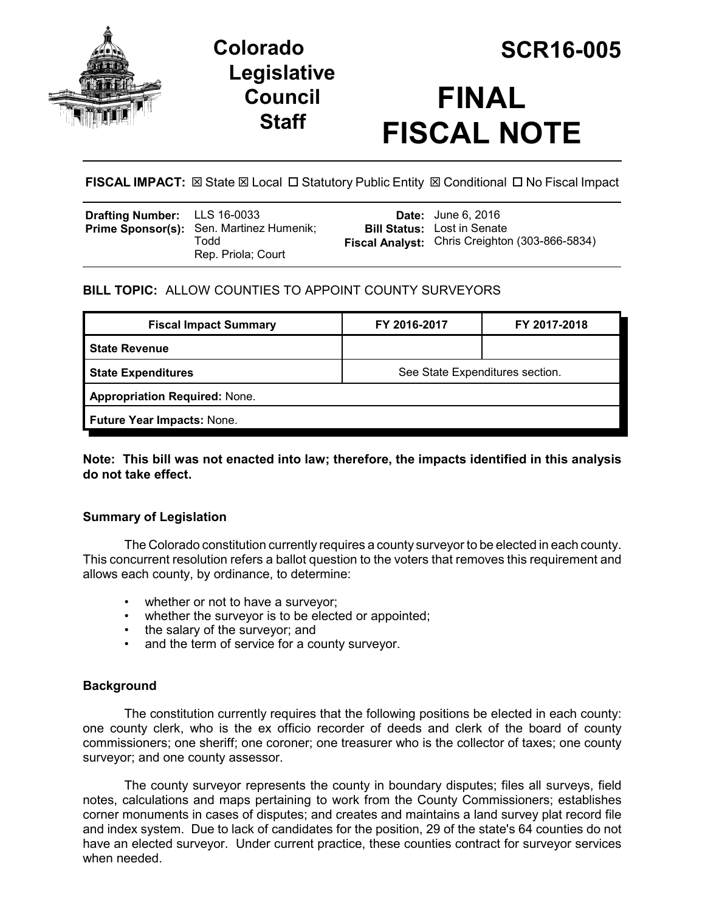# Colorado Legislative Council Staff

# SCR16-005

# FINAL FISCAL NOTE

**FISCAL IMPACT:** ☒ State ☒ Local ☐ Statutory Public Entity ☒ Conditional ☐ No Fiscal Impact

| | | | |
|---|---|---|---|
| **Drafting Number:** | LLS 16-0033 | **Date:** | June 6, 2016 |
| **Prime Sponsor(s):** | Sen. Martinez Humenik; Todd<br>Rep. Priola; Court | **Bill Status:** | Lost in Senate |
| | | **Fiscal Analyst:** | Chris Creighton (303-866-5834) |

**BILL TOPIC:** ALLOW COUNTIES TO APPOINT COUNTY SURVEYORS

| Fiscal Impact Summary | FY 2016-2017 | FY 2017-2018 |
|---|---|---|
| **State Revenue** | | |
| **State Expenditures** | See State Expenditures section. | |
| **Appropriation Required:** None. | | |
| **Future Year Impacts:** None. | | |

**Note: This bill was not enacted into law; therefore, the impacts identified in this analysis do not take effect.**

### Summary of Legislation

The Colorado constitution currently requires a county surveyor to be elected in each county. This concurrent resolution refers a ballot question to the voters that removes this requirement and allows each county, by ordinance, to determine:

- whether or not to have a surveyor;
- whether the surveyor is to be elected or appointed;
- the salary of the surveyor; and
- and the term of service for a county surveyor.

### Background

The constitution currently requires that the following positions be elected in each county: one county clerk, who is the ex officio recorder of deeds and clerk of the board of county commissioners; one sheriff; one coroner; one treasurer who is the collector of taxes; one county surveyor; and one county assessor.

The county surveyor represents the county in boundary disputes; files all surveys, field notes, calculations and maps pertaining to work from the County Commissioners; establishes corner monuments in cases of disputes; and creates and maintains a land survey plat record file and index system. Due to lack of candidates for the position, 29 of the state's 64 counties do not have an elected surveyor. Under current practice, these counties contract for surveyor services when needed.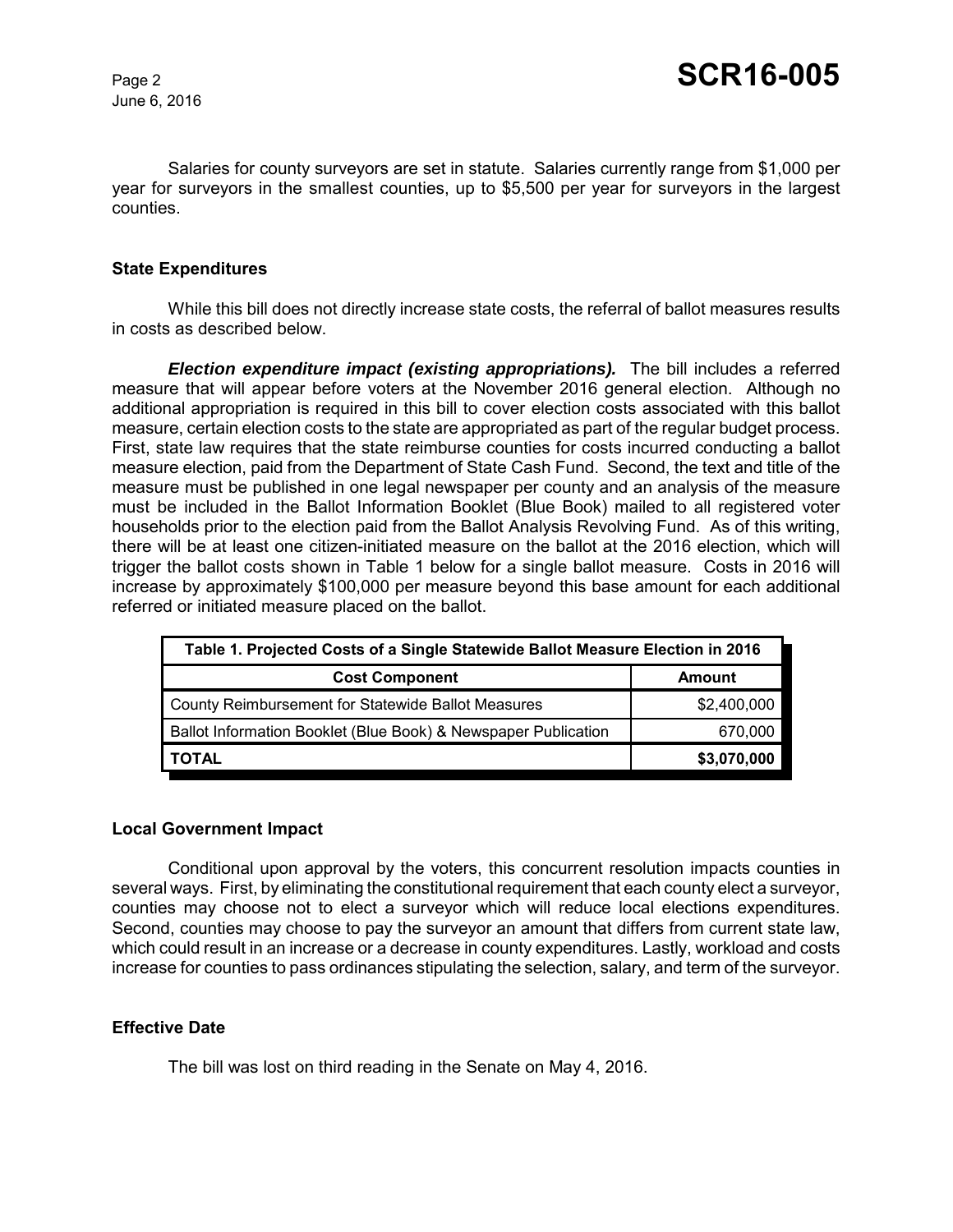Salaries for county surveyors are set in statute. Salaries currently range from $1,000 per year for surveyors in the smallest counties, up to $5,500 per year for surveyors in the largest counties.

## State Expenditures

While this bill does not directly increase state costs, the referral of ballot measures results in costs as described below.

***Election expenditure impact (existing appropriations).*** The bill includes a referred measure that will appear before voters at the November 2016 general election. Although no additional appropriation is required in this bill to cover election costs associated with this ballot measure, certain election costs to the state are appropriated as part of the regular budget process. First, state law requires that the state reimburse counties for costs incurred conducting a ballot measure election, paid from the Department of State Cash Fund. Second, the text and title of the measure must be published in one legal newspaper per county and an analysis of the measure must be included in the Ballot Information Booklet (Blue Book) mailed to all registered voter households prior to the election paid from the Ballot Analysis Revolving Fund. As of this writing, there will be at least one citizen-initiated measure on the ballot at the 2016 election, which will trigger the ballot costs shown in Table 1 below for a single ballot measure. Costs in 2016 will increase by approximately $100,000 per measure beyond this base amount for each additional referred or initiated measure placed on the ballot.

| Table 1. Projected Costs of a Single Statewide Ballot Measure Election in 2016 | |
|---|---|
| **Cost Component** | **Amount** |
| County Reimbursement for Statewide Ballot Measures | $2,400,000 |
| Ballot Information Booklet (Blue Book) & Newspaper Publication | 670,000 |
| **TOTAL** | **$3,070,000** |

## Local Government Impact

Conditional upon approval by the voters, this concurrent resolution impacts counties in several ways. First, by eliminating the constitutional requirement that each county elect a surveyor, counties may choose not to elect a surveyor which will reduce local elections expenditures. Second, counties may choose to pay the surveyor an amount that differs from current state law, which could result in an increase or a decrease in county expenditures. Lastly, workload and costs increase for counties to pass ordinances stipulating the selection, salary, and term of the surveyor.

## Effective Date

The bill was lost on third reading in the Senate on May 4, 2016.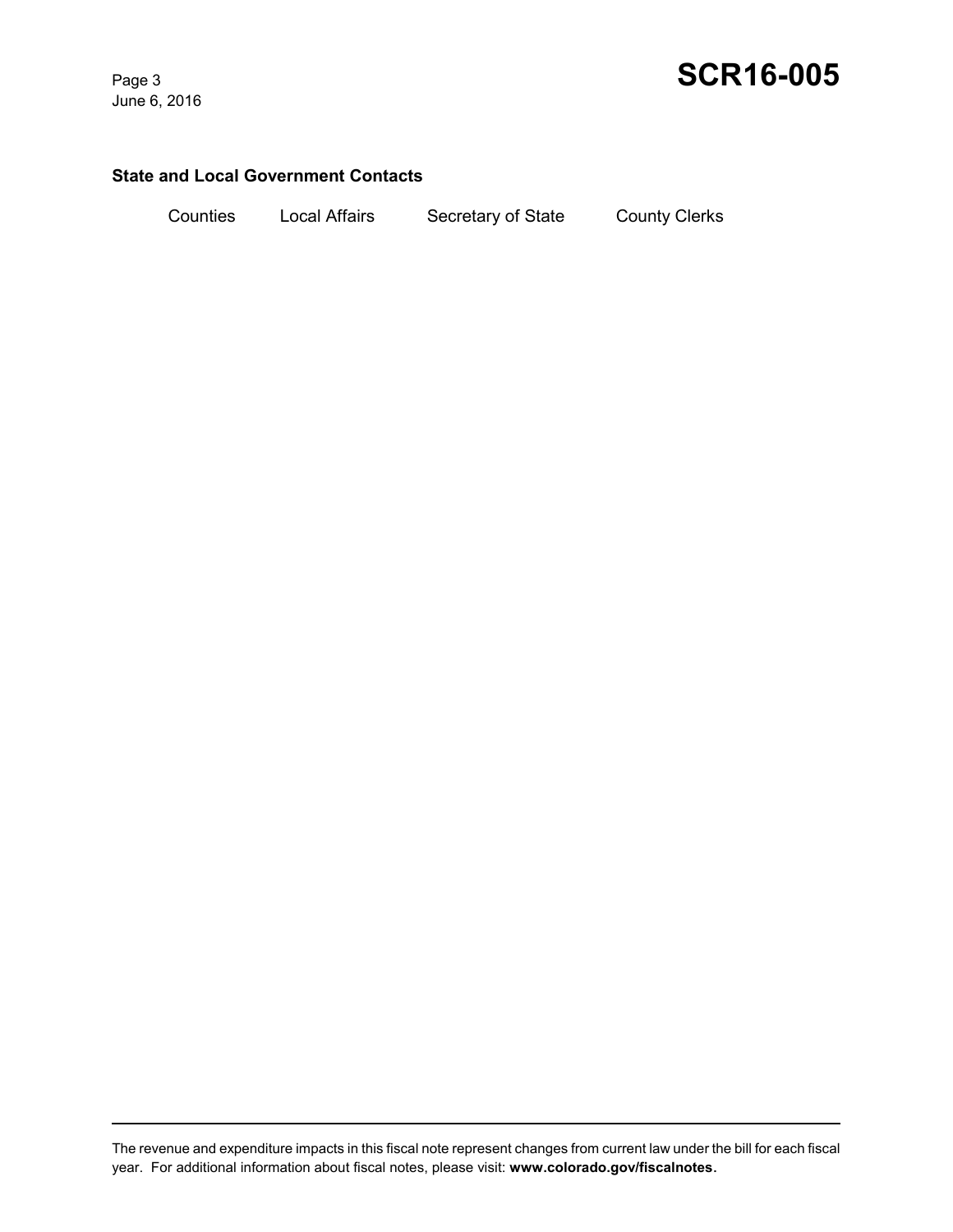**State and Local Government Contacts**

Counties Local Affairs Secretary of State County Clerks

The revenue and expenditure impacts in this fiscal note represent changes from current law under the bill for each fiscal year. For additional information about fiscal notes, please visit: **www.colorado.gov/fiscalnotes.**